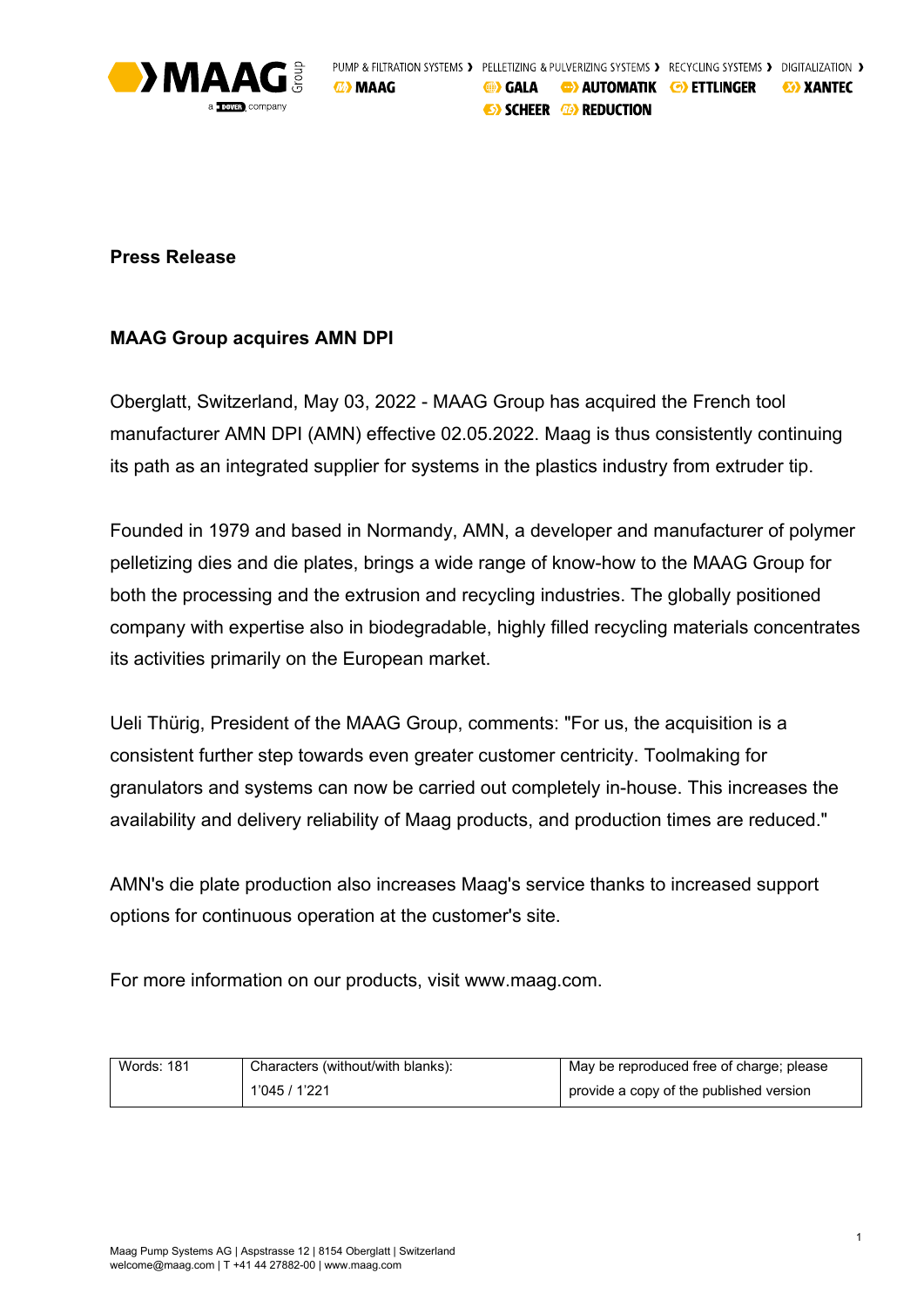**Press Release**

**MAAG Group acquires AMN DPI**

Oberglatt, Switzerland, May 03, 2022 - MAAG Group has acquired the French tool manufacturer AMN DPI (AMN) effective 02.05.2022. Maag is thus consistently continuing its path as an integrated supplier for systems in the plastics industry from extruder tip.

Founded in 1979 and based in Normandy, AMN, a developer and manufacturer of polymer pelletizing dies and die plates, brings a wide range of know-how to the MAAG Group for both the processing and the extrusion and recycling industries. The globally positioned company with expertise also in biodegradable, highly filled recycling materials concentrates its activities primarily on the European market.

Ueli Thürig, President of the MAAG Group, comments: "For us, the acquisition is a consistent further step towards even greater customer centricity. Toolmaking for granulators and systems can now be carried out completely in-house. This increases the availability and delivery reliability of Maag products, and production times are reduced."

AMN's die plate production also increases Maag's service thanks to increased support options for continuous operation at the customer's site.

For more information on our products, visit www.maag.com.

| Words: 181 | Characters (without/with blanks): 1'045 / 1'221 | May be reproduced free of charge; please provide a copy of the published version |
|---|---|---|

Maag Pump Systems AG | Aspstrasse 12 | 8154 Oberglatt | Switzerland
welcome@maag.com | T +41 44 27882-00 | www.maag.com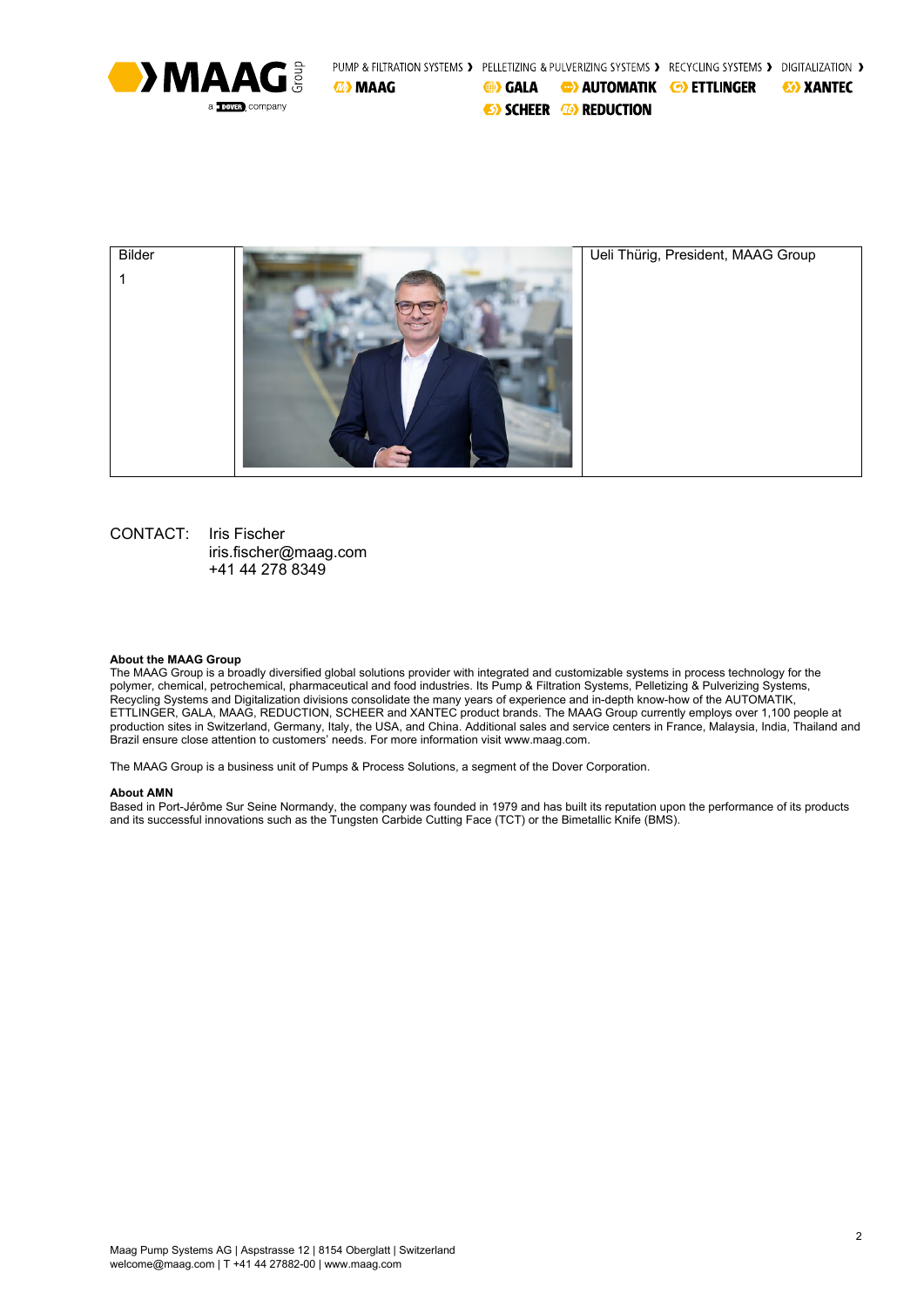| | | |
|---|---|---|
| Bilder<br><br>1 | | Ueli Thürig, President, MAAG Group |

CONTACT: Iris Fischer
iris.fischer@maag.com
+41 44 278 8349

**About the MAAG Group**
The MAAG Group is a broadly diversified global solutions provider with integrated and customizable systems in process technology for the polymer, chemical, petrochemical, pharmaceutical and food industries. Its Pump & Filtration Systems, Pelletizing & Pulverizing Systems, Recycling Systems and Digitalization divisions consolidate the many years of experience and in-depth know-how of the AUTOMATIK, ETTLINGER, GALA, MAAG, REDUCTION, SCHEER and XANTEC product brands. The MAAG Group currently employs over 1,100 people at production sites in Switzerland, Germany, Italy, the USA, and China. Additional sales and service centers in France, Malaysia, India, Thailand and Brazil ensure close attention to customers' needs. For more information visit www.maag.com.

The MAAG Group is a business unit of Pumps & Process Solutions, a segment of the Dover Corporation.

**About AMN**
Based in Port-Jérôme Sur Seine Normandy, the company was founded in 1979 and has built its reputation upon the performance of its products and its successful innovations such as the Tungsten Carbide Cutting Face (TCT) or the Bimetallic Knife (BMS).